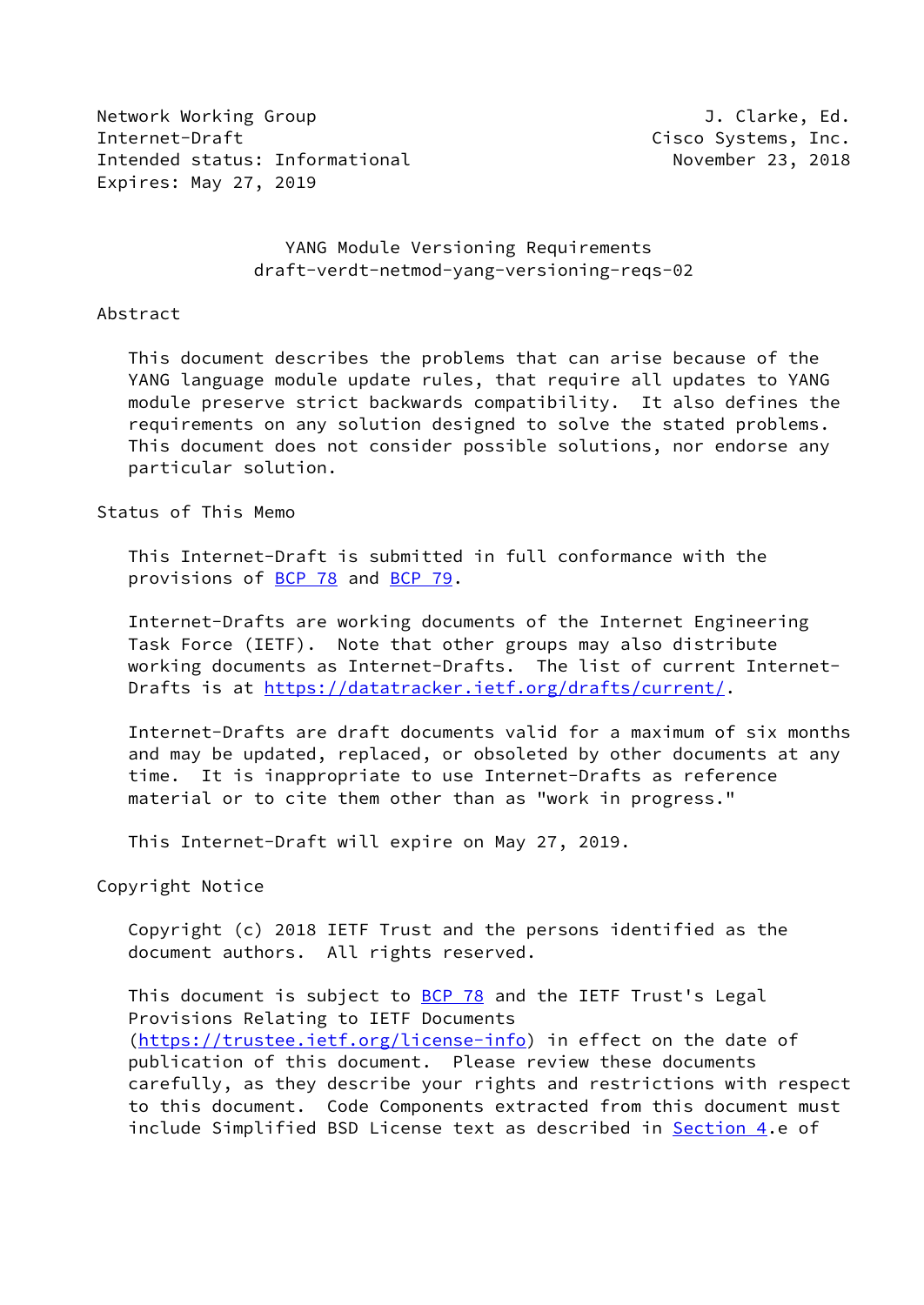Network Working Group J. Clarke, Ed.
Internet-Draft Cisco Systems, Inc.
Intended status: Informational November 23, 2018
Expires: May 27, 2019

# YANG Module Versioning Requirements
draft-verdt-netmod-yang-versioning-reqs-02

## Abstract

This document describes the problems that can arise because of the YANG language module update rules, that require all updates to YANG module preserve strict backwards compatibility. It also defines the requirements on any solution designed to solve the stated problems. This document does not consider possible solutions, nor endorse any particular solution.

## Status of This Memo

This Internet-Draft is submitted in full conformance with the provisions of BCP 78 and BCP 79.

Internet-Drafts are working documents of the Internet Engineering Task Force (IETF). Note that other groups may also distribute working documents as Internet-Drafts. The list of current Internet-Drafts is at https://datatracker.ietf.org/drafts/current/.

Internet-Drafts are draft documents valid for a maximum of six months and may be updated, replaced, or obsoleted by other documents at any time. It is inappropriate to use Internet-Drafts as reference material or to cite them other than as "work in progress."

This Internet-Draft will expire on May 27, 2019.

## Copyright Notice

Copyright (c) 2018 IETF Trust and the persons identified as the document authors. All rights reserved.

This document is subject to BCP 78 and the IETF Trust's Legal Provisions Relating to IETF Documents (https://trustee.ietf.org/license-info) in effect on the date of publication of this document. Please review these documents carefully, as they describe your rights and restrictions with respect to this document. Code Components extracted from this document must include Simplified BSD License text as described in Section 4.e of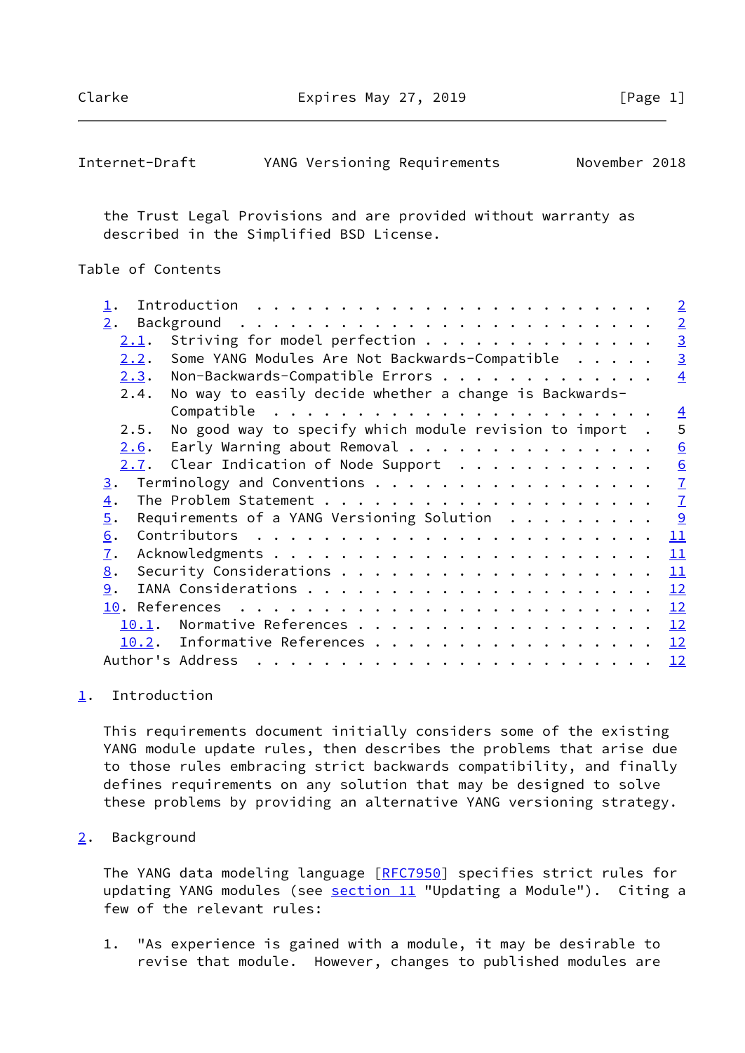the Trust Legal Provisions and are provided without warranty as described in the Simplified BSD License.

Table of Contents

- 1. Introduction . . . . . . . . . . . . . . . . . . . . . . . . 2
- 2. Background . . . . . . . . . . . . . . . . . . . . . . . . . 2
  - 2.1. Striving for model perfection . . . . . . . . . . . . . . 3
  - 2.2. Some YANG Modules Are Not Backwards-Compatible . . . . . 3
  - 2.3. Non-Backwards-Compatible Errors . . . . . . . . . . . . . 4
  - 2.4. No way to easily decide whether a change is Backwards-Compatible . . . . . . . . . . . . . . . . . . . . . . . 4
  - 2.5. No good way to specify which module revision to import . 5
  - 2.6. Early Warning about Removal . . . . . . . . . . . . . . . 6
  - 2.7. Clear Indication of Node Support . . . . . . . . . . . . 6
- 3. Terminology and Conventions . . . . . . . . . . . . . . . . . 7
- 4. The Problem Statement . . . . . . . . . . . . . . . . . . . . 7
- 5. Requirements of a YANG Versioning Solution . . . . . . . . . 9
- 6. Contributors . . . . . . . . . . . . . . . . . . . . . . . . 11
- 7. Acknowledgments . . . . . . . . . . . . . . . . . . . . . . . 11
- 8. Security Considerations . . . . . . . . . . . . . . . . . . . 11
- 9. IANA Considerations . . . . . . . . . . . . . . . . . . . . . 12
- 10. References . . . . . . . . . . . . . . . . . . . . . . . . . 12
  - 10.1. Normative References . . . . . . . . . . . . . . . . . . 12
  - 10.2. Informative References . . . . . . . . . . . . . . . . . 12
- Author's Address . . . . . . . . . . . . . . . . . . . . . . . . 12

## 1. Introduction

This requirements document initially considers some of the existing YANG module update rules, then describes the problems that arise due to those rules embracing strict backwards compatibility, and finally defines requirements on any solution that may be designed to solve these problems by providing an alternative YANG versioning strategy.

## 2. Background

The YANG data modeling language [RFC7950] specifies strict rules for updating YANG modules (see section 11 "Updating a Module"). Citing a few of the relevant rules:

1. "As experience is gained with a module, it may be desirable to revise that module. However, changes to published modules are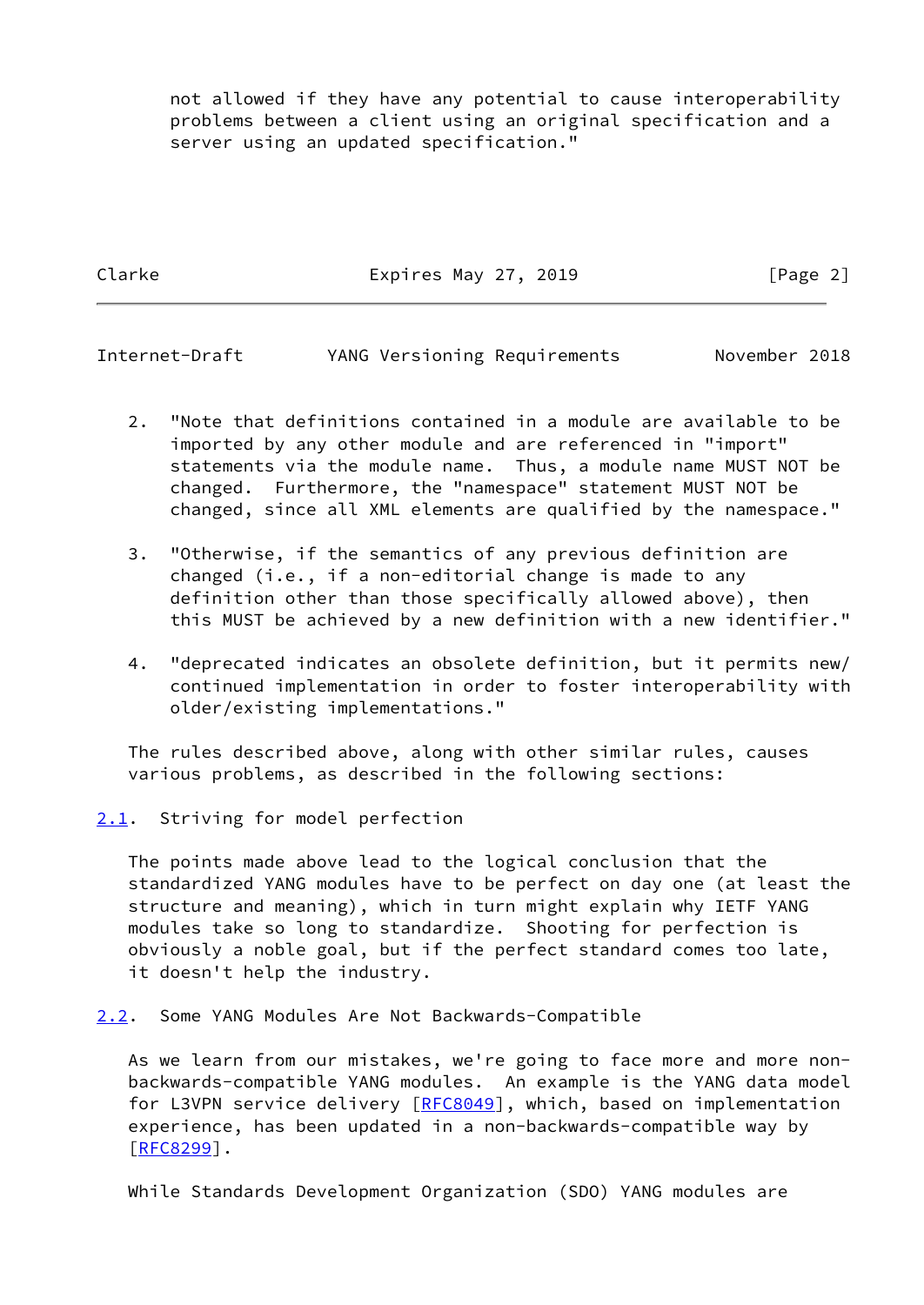not allowed if they have any potential to cause interoperability problems between a client using an original specification and a server using an updated specification."

2. "Note that definitions contained in a module are available to be imported by any other module and are referenced in "import" statements via the module name. Thus, a module name MUST NOT be changed. Furthermore, the "namespace" statement MUST NOT be changed, since all XML elements are qualified by the namespace."

3. "Otherwise, if the semantics of any previous definition are changed (i.e., if a non-editorial change is made to any definition other than those specifically allowed above), then this MUST be achieved by a new definition with a new identifier."

4. "deprecated indicates an obsolete definition, but it permits new/continued implementation in order to foster interoperability with older/existing implementations."

The rules described above, along with other similar rules, causes various problems, as described in the following sections:

## 2.1. Striving for model perfection

The points made above lead to the logical conclusion that the standardized YANG modules have to be perfect on day one (at least the structure and meaning), which in turn might explain why IETF YANG modules take so long to standardize. Shooting for perfection is obviously a noble goal, but if the perfect standard comes too late, it doesn't help the industry.

## 2.2. Some YANG Modules Are Not Backwards-Compatible

As we learn from our mistakes, we're going to face more and more non-backwards-compatible YANG modules. An example is the YANG data model for L3VPN service delivery [RFC8049], which, based on implementation experience, has been updated in a non-backwards-compatible way by [RFC8299].

While Standards Development Organization (SDO) YANG modules are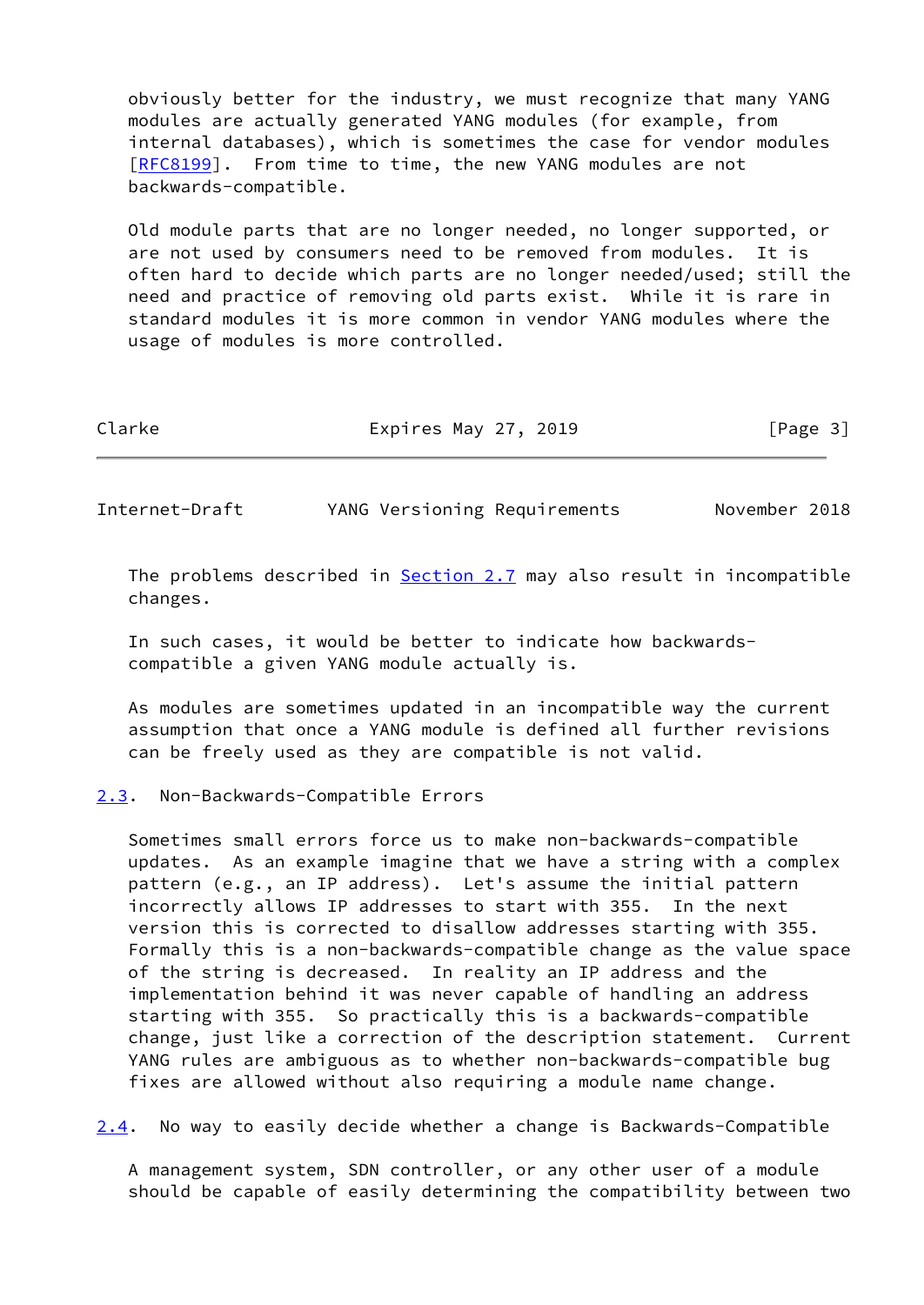obviously better for the industry, we must recognize that many YANG modules are actually generated YANG modules (for example, from internal databases), which is sometimes the case for vendor modules [RFC8199]. From time to time, the new YANG modules are not backwards-compatible.

Old module parts that are no longer needed, no longer supported, or are not used by consumers need to be removed from modules. It is often hard to decide which parts are no longer needed/used; still the need and practice of removing old parts exist. While it is rare in standard modules it is more common in vendor YANG modules where the usage of modules is more controlled.

The problems described in Section 2.7 may also result in incompatible changes.

In such cases, it would be better to indicate how backwards-compatible a given YANG module actually is.

As modules are sometimes updated in an incompatible way the current assumption that once a YANG module is defined all further revisions can be freely used as they are compatible is not valid.

## 2.3. Non-Backwards-Compatible Errors

Sometimes small errors force us to make non-backwards-compatible updates. As an example imagine that we have a string with a complex pattern (e.g., an IP address). Let's assume the initial pattern incorrectly allows IP addresses to start with 355. In the next version this is corrected to disallow addresses starting with 355. Formally this is a non-backwards-compatible change as the value space of the string is decreased. In reality an IP address and the implementation behind it was never capable of handling an address starting with 355. So practically this is a backwards-compatible change, just like a correction of the description statement. Current YANG rules are ambiguous as to whether non-backwards-compatible bug fixes are allowed without also requiring a module name change.

## 2.4. No way to easily decide whether a change is Backwards-Compatible

A management system, SDN controller, or any other user of a module should be capable of easily determining the compatibility between two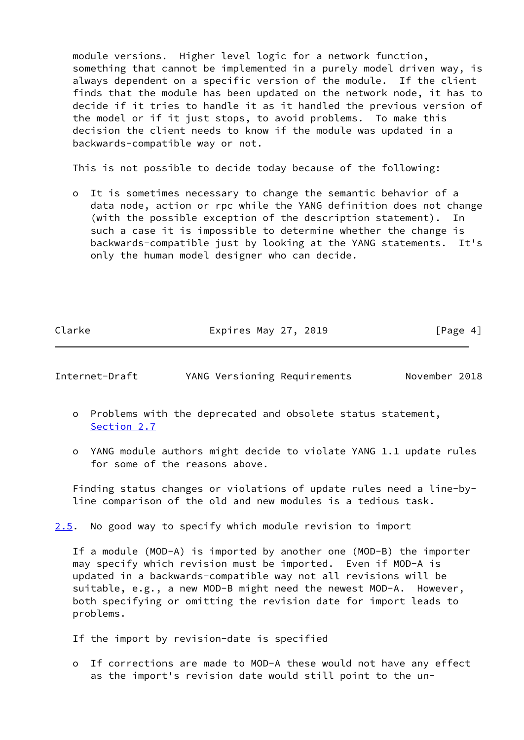module versions. Higher level logic for a network function, something that cannot be implemented in a purely model driven way, is always dependent on a specific version of the module. If the client finds that the module has been updated on the network node, it has to decide if it tries to handle it as it handled the previous version of the model or if it just stops, to avoid problems. To make this decision the client needs to know if the module was updated in a backwards-compatible way or not.

This is not possible to decide today because of the following:

- It is sometimes necessary to change the semantic behavior of a data node, action or rpc while the YANG definition does not change (with the possible exception of the description statement). In such a case it is impossible to determine whether the change is backwards-compatible just by looking at the YANG statements. It's only the human model designer who can decide.

- Problems with the deprecated and obsolete status statement, Section 2.7

- YANG module authors might decide to violate YANG 1.1 update rules for some of the reasons above.

Finding status changes or violations of update rules need a line-by-line comparison of the old and new modules is a tedious task.

### 2.5. No good way to specify which module revision to import

If a module (MOD-A) is imported by another one (MOD-B) the importer may specify which revision must be imported. Even if MOD-A is updated in a backwards-compatible way not all revisions will be suitable, e.g., a new MOD-B might need the newest MOD-A. However, both specifying or omitting the revision date for import leads to problems.

If the import by revision-date is specified

- If corrections are made to MOD-A these would not have any effect as the import's revision date would still point to the un-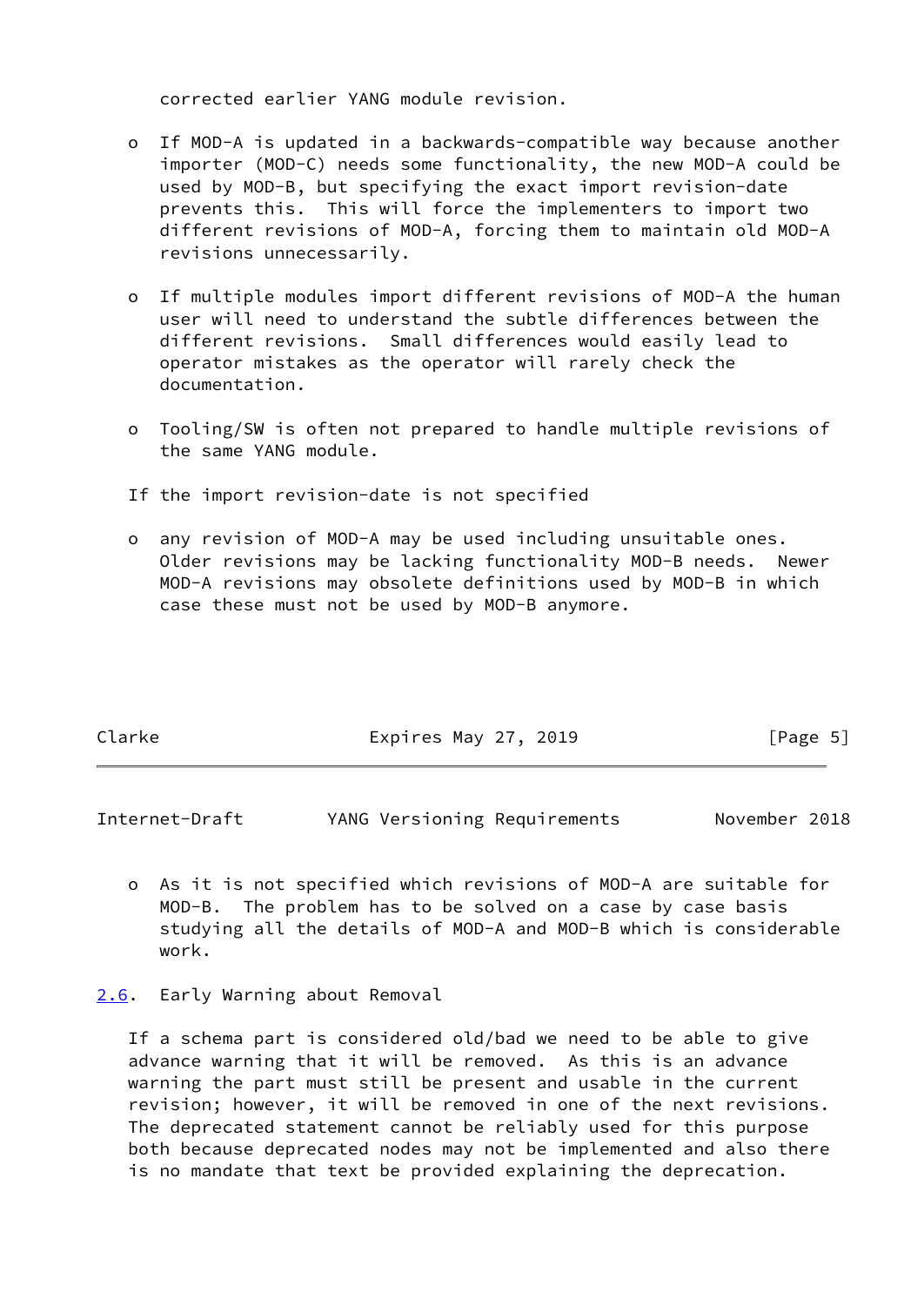corrected earlier YANG module revision.

- If MOD-A is updated in a backwards-compatible way because another importer (MOD-C) needs some functionality, the new MOD-A could be used by MOD-B, but specifying the exact import revision-date prevents this. This will force the implementers to import two different revisions of MOD-A, forcing them to maintain old MOD-A revisions unnecessarily.

- If multiple modules import different revisions of MOD-A the human user will need to understand the subtle differences between the different revisions. Small differences would easily lead to operator mistakes as the operator will rarely check the documentation.

- Tooling/SW is often not prepared to handle multiple revisions of the same YANG module.

If the import revision-date is not specified

- any revision of MOD-A may be used including unsuitable ones. Older revisions may be lacking functionality MOD-B needs. Newer MOD-A revisions may obsolete definitions used by MOD-B in which case these must not be used by MOD-B anymore.

- As it is not specified which revisions of MOD-A are suitable for MOD-B. The problem has to be solved on a case by case basis studying all the details of MOD-A and MOD-B which is considerable work.

### 2.6. Early Warning about Removal

If a schema part is considered old/bad we need to be able to give advance warning that it will be removed. As this is an advance warning the part must still be present and usable in the current revision; however, it will be removed in one of the next revisions. The deprecated statement cannot be reliably used for this purpose both because deprecated nodes may not be implemented and also there is no mandate that text be provided explaining the deprecation.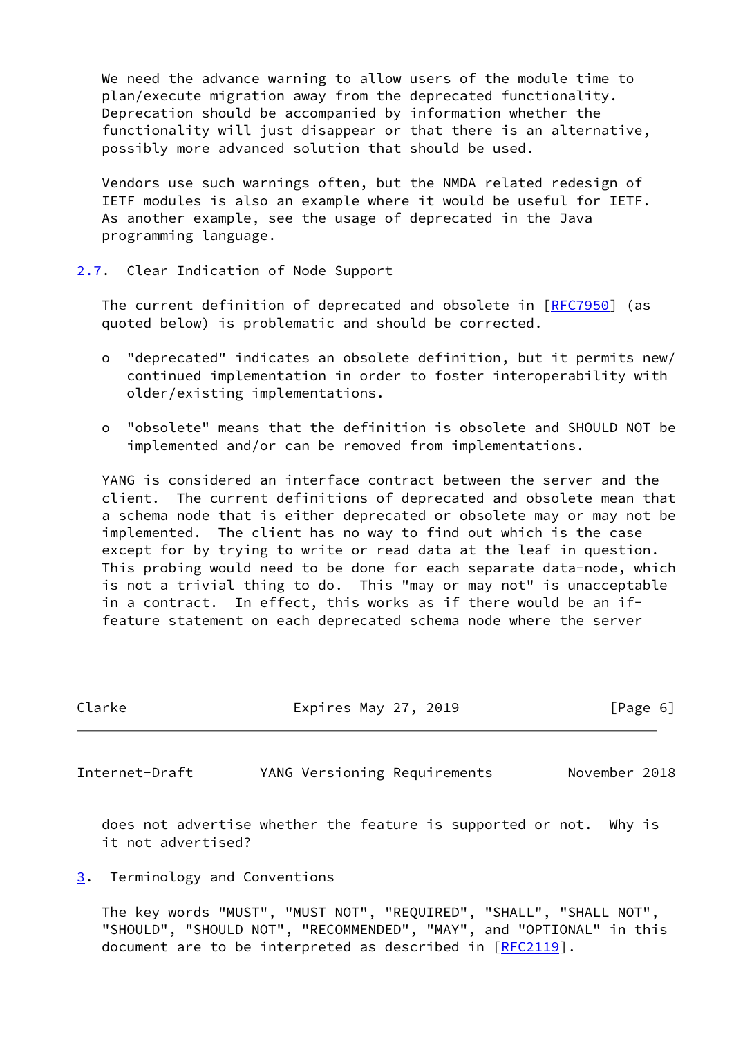We need the advance warning to allow users of the module time to plan/execute migration away from the deprecated functionality. Deprecation should be accompanied by information whether the functionality will just disappear or that there is an alternative, possibly more advanced solution that should be used.

Vendors use such warnings often, but the NMDA related redesign of IETF modules is also an example where it would be useful for IETF. As another example, see the usage of deprecated in the Java programming language.

## 2.7. Clear Indication of Node Support

The current definition of deprecated and obsolete in [RFC7950] (as quoted below) is problematic and should be corrected.

- "deprecated" indicates an obsolete definition, but it permits new/ continued implementation in order to foster interoperability with older/existing implementations.

- "obsolete" means that the definition is obsolete and SHOULD NOT be implemented and/or can be removed from implementations.

YANG is considered an interface contract between the server and the client. The current definitions of deprecated and obsolete mean that a schema node that is either deprecated or obsolete may or may not be implemented. The client has no way to find out which is the case except for by trying to write or read data at the leaf in question. This probing would need to be done for each separate data-node, which is not a trivial thing to do. This "may or may not" is unacceptable in a contract. In effect, this works as if there would be an if-feature statement on each deprecated schema node where the server does not advertise whether the feature is supported or not. Why is it not advertised?

# 3. Terminology and Conventions

The key words "MUST", "MUST NOT", "REQUIRED", "SHALL", "SHALL NOT", "SHOULD", "SHOULD NOT", "RECOMMENDED", "MAY", and "OPTIONAL" in this document are to be interpreted as described in [RFC2119].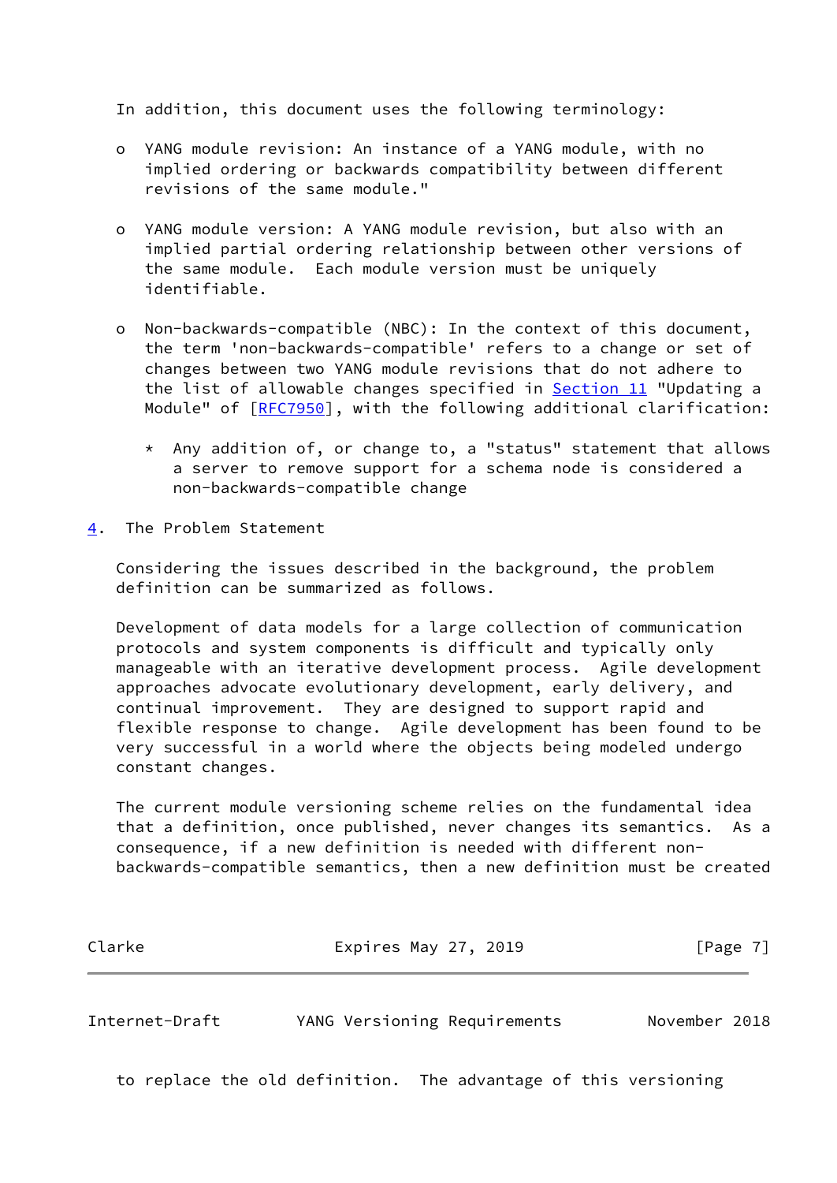In addition, this document uses the following terminology:

- YANG module revision: An instance of a YANG module, with no implied ordering or backwards compatibility between different revisions of the same module."

- YANG module version: A YANG module revision, but also with an implied partial ordering relationship between other versions of the same module. Each module version must be uniquely identifiable.

- Non-backwards-compatible (NBC): In the context of this document, the term 'non-backwards-compatible' refers to a change or set of changes between two YANG module revisions that do not adhere to the list of allowable changes specified in Section 11 "Updating a Module" of [RFC7950], with the following additional clarification:

  * Any addition of, or change to, a "status" statement that allows a server to remove support for a schema node is considered a non-backwards-compatible change

## 4. The Problem Statement

Considering the issues described in the background, the problem definition can be summarized as follows.

Development of data models for a large collection of communication protocols and system components is difficult and typically only manageable with an iterative development process. Agile development approaches advocate evolutionary development, early delivery, and continual improvement. They are designed to support rapid and flexible response to change. Agile development has been found to be very successful in a world where the objects being modeled undergo constant changes.

The current module versioning scheme relies on the fundamental idea that a definition, once published, never changes its semantics. As a consequence, if a new definition is needed with different non-backwards-compatible semantics, then a new definition must be created to replace the old definition. The advantage of this versioning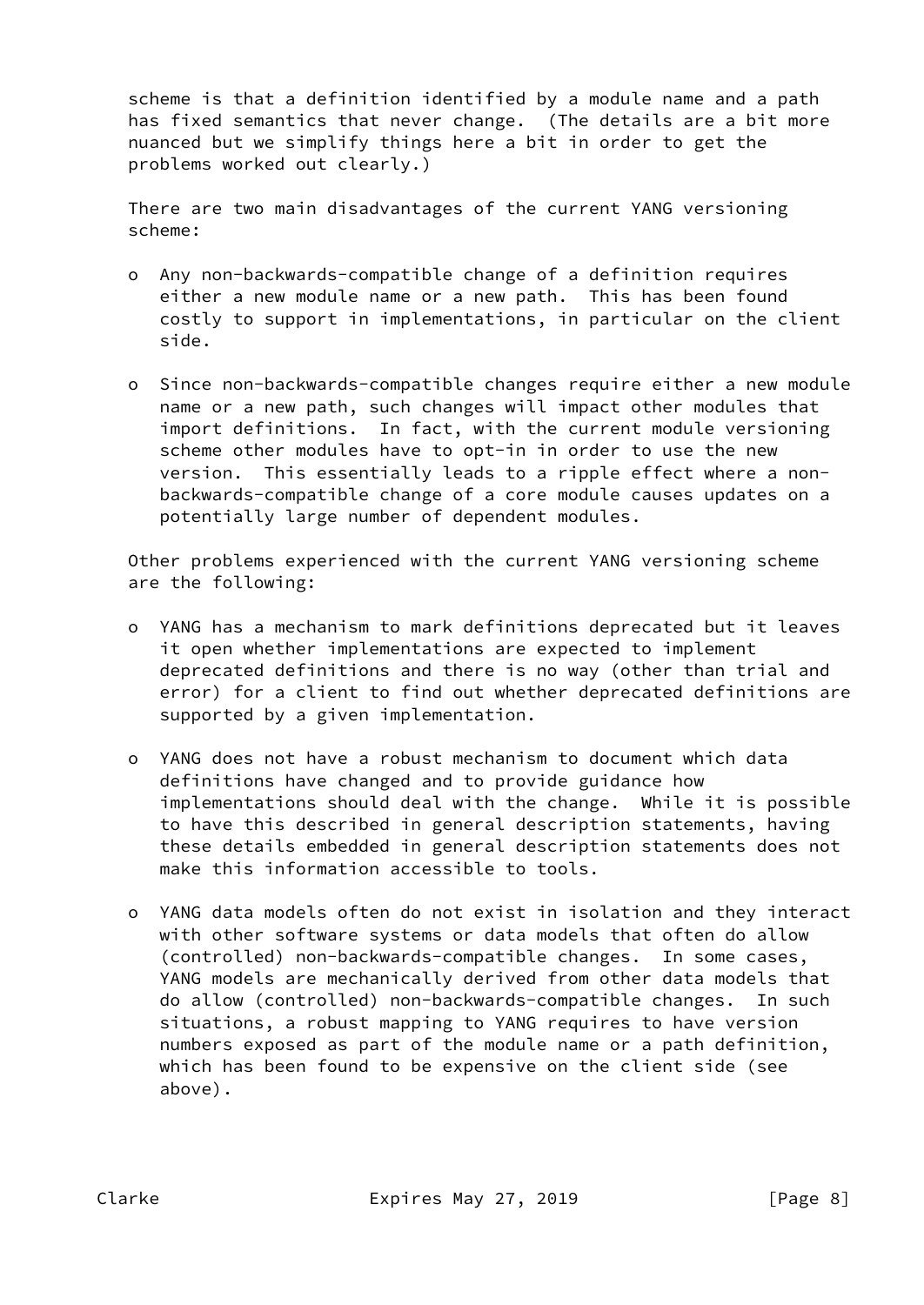scheme is that a definition identified by a module name and a path has fixed semantics that never change. (The details are a bit more nuanced but we simplify things here a bit in order to get the problems worked out clearly.)

There are two main disadvantages of the current YANG versioning scheme:

- Any non-backwards-compatible change of a definition requires either a new module name or a new path. This has been found costly to support in implementations, in particular on the client side.

- Since non-backwards-compatible changes require either a new module name or a new path, such changes will impact other modules that import definitions. In fact, with the current module versioning scheme other modules have to opt-in in order to use the new version. This essentially leads to a ripple effect where a non-backwards-compatible change of a core module causes updates on a potentially large number of dependent modules.

Other problems experienced with the current YANG versioning scheme are the following:

- YANG has a mechanism to mark definitions deprecated but it leaves it open whether implementations are expected to implement deprecated definitions and there is no way (other than trial and error) for a client to find out whether deprecated definitions are supported by a given implementation.

- YANG does not have a robust mechanism to document which data definitions have changed and to provide guidance how implementations should deal with the change. While it is possible to have this described in general description statements, having these details embedded in general description statements does not make this information accessible to tools.

- YANG data models often do not exist in isolation and they interact with other software systems or data models that often do allow (controlled) non-backwards-compatible changes. In some cases, YANG models are mechanically derived from other data models that do allow (controlled) non-backwards-compatible changes. In such situations, a robust mapping to YANG requires to have version numbers exposed as part of the module name or a path definition, which has been found to be expensive on the client side (see above).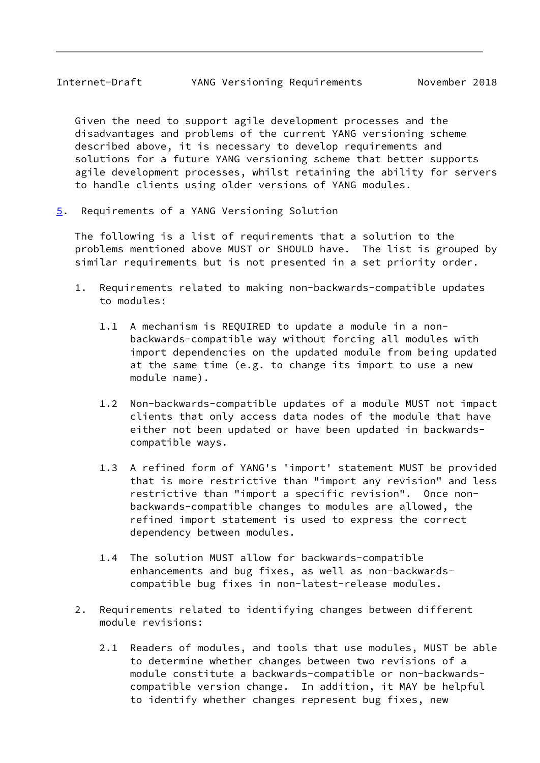Given the need to support agile development processes and the disadvantages and problems of the current YANG versioning scheme described above, it is necessary to develop requirements and solutions for a future YANG versioning scheme that better supports agile development processes, whilst retaining the ability for servers to handle clients using older versions of YANG modules.

## 5. Requirements of a YANG Versioning Solution

The following is a list of requirements that a solution to the problems mentioned above MUST or SHOULD have. The list is grouped by similar requirements but is not presented in a set priority order.

1. Requirements related to making non-backwards-compatible updates to modules:

   1.1 A mechanism is REQUIRED to update a module in a non-backwards-compatible way without forcing all modules with import dependencies on the updated module from being updated at the same time (e.g. to change its import to use a new module name).

   1.2 Non-backwards-compatible updates of a module MUST not impact clients that only access data nodes of the module that have either not been updated or have been updated in backwards-compatible ways.

   1.3 A refined form of YANG's 'import' statement MUST be provided that is more restrictive than "import any revision" and less restrictive than "import a specific revision". Once non-backwards-compatible changes to modules are allowed, the refined import statement is used to express the correct dependency between modules.

   1.4 The solution MUST allow for backwards-compatible enhancements and bug fixes, as well as non-backwards-compatible bug fixes in non-latest-release modules.

2. Requirements related to identifying changes between different module revisions:

   2.1 Readers of modules, and tools that use modules, MUST be able to determine whether changes between two revisions of a module constitute a backwards-compatible or non-backwards-compatible version change. In addition, it MAY be helpful to identify whether changes represent bug fixes, new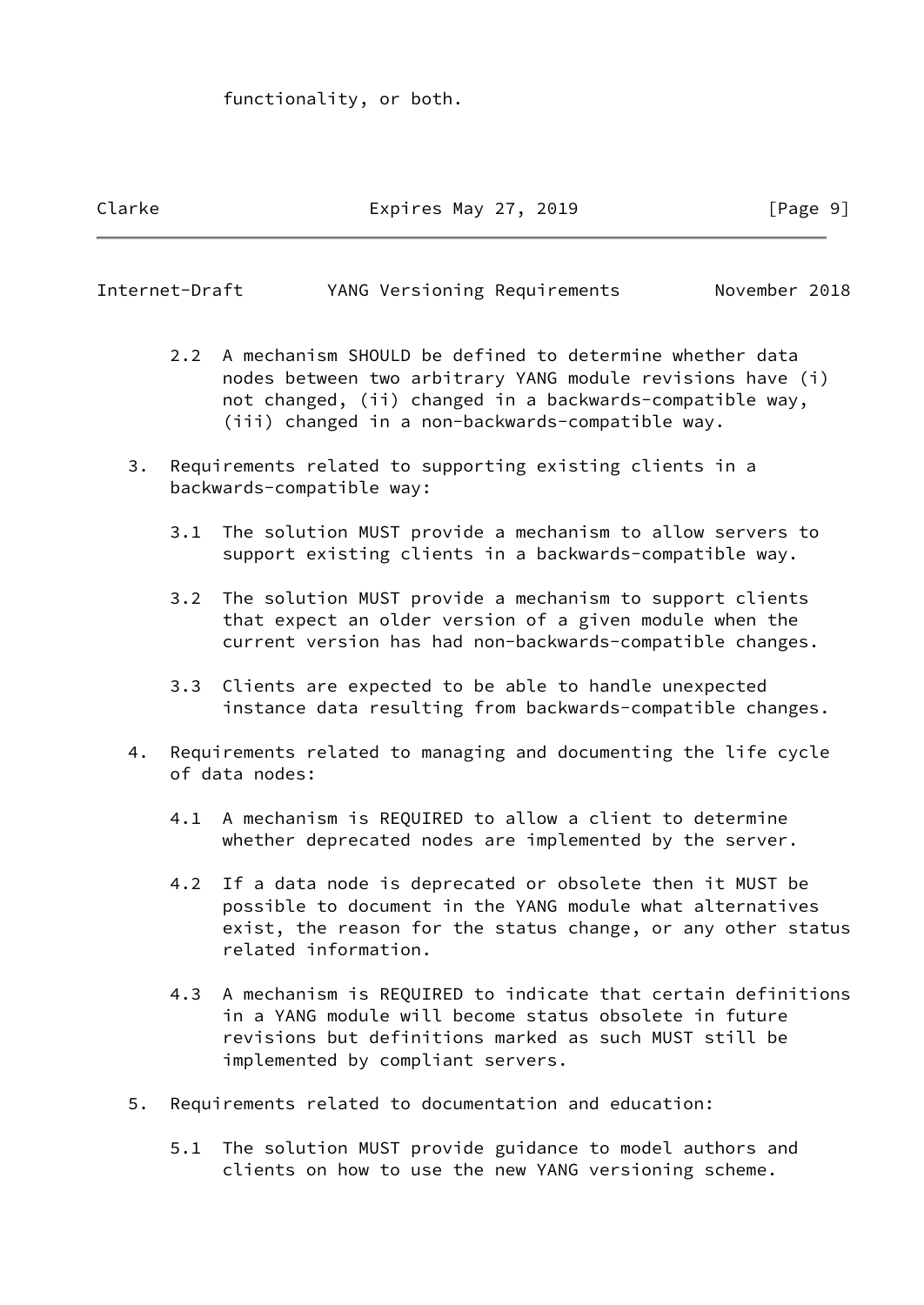functionality, or both.

2.2 A mechanism SHOULD be defined to determine whether data nodes between two arbitrary YANG module revisions have (i) not changed, (ii) changed in a backwards-compatible way, (iii) changed in a non-backwards-compatible way.

3. Requirements related to supporting existing clients in a backwards-compatible way:

   3.1 The solution MUST provide a mechanism to allow servers to support existing clients in a backwards-compatible way.

   3.2 The solution MUST provide a mechanism to support clients that expect an older version of a given module when the current version has had non-backwards-compatible changes.

   3.3 Clients are expected to be able to handle unexpected instance data resulting from backwards-compatible changes.

4. Requirements related to managing and documenting the life cycle of data nodes:

   4.1 A mechanism is REQUIRED to allow a client to determine whether deprecated nodes are implemented by the server.

   4.2 If a data node is deprecated or obsolete then it MUST be possible to document in the YANG module what alternatives exist, the reason for the status change, or any other status related information.

   4.3 A mechanism is REQUIRED to indicate that certain definitions in a YANG module will become status obsolete in future revisions but definitions marked as such MUST still be implemented by compliant servers.

5. Requirements related to documentation and education:

   5.1 The solution MUST provide guidance to model authors and clients on how to use the new YANG versioning scheme.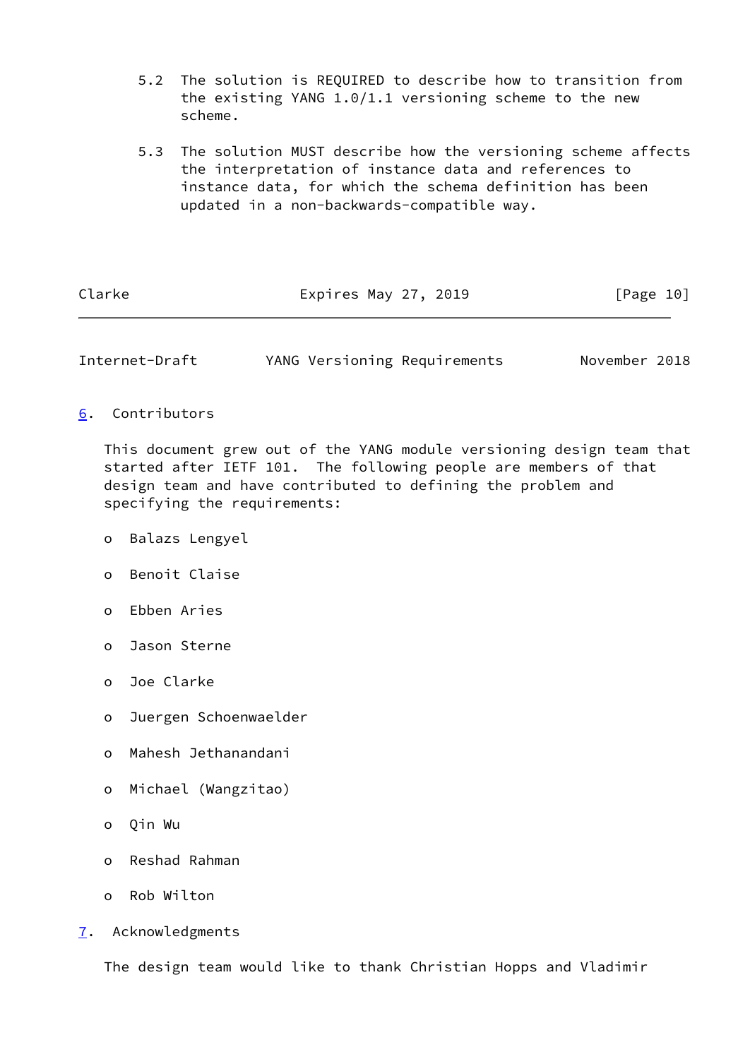5.2 The solution is REQUIRED to describe how to transition from the existing YANG 1.0/1.1 versioning scheme to the new scheme.

5.3 The solution MUST describe how the versioning scheme affects the interpretation of instance data and references to instance data, for which the schema definition has been updated in a non-backwards-compatible way.

## 6. Contributors

This document grew out of the YANG module versioning design team that started after IETF 101. The following people are members of that design team and have contributed to defining the problem and specifying the requirements:

- Balazs Lengyel
- Benoit Claise
- Ebben Aries
- Jason Sterne
- Joe Clarke
- Juergen Schoenwaelder
- Mahesh Jethanandani
- Michael (Wangzitao)
- Qin Wu
- Reshad Rahman
- Rob Wilton

## 7. Acknowledgments

The design team would like to thank Christian Hopps and Vladimir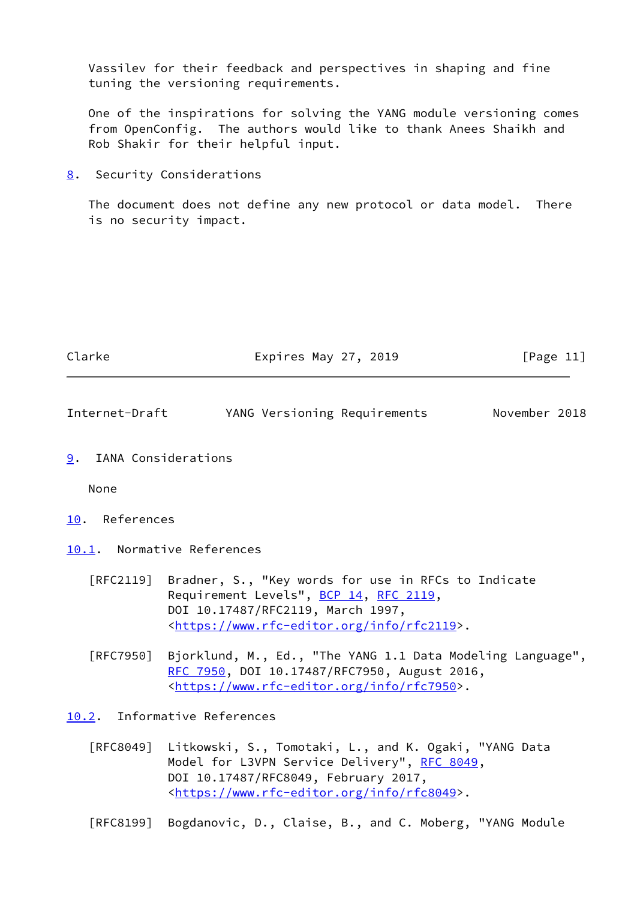Vassilev for their feedback and perspectives in shaping and fine tuning the versioning requirements.

One of the inspirations for solving the YANG module versioning comes from OpenConfig. The authors would like to thank Anees Shaikh and Rob Shakir for their helpful input.

## 8. Security Considerations

The document does not define any new protocol or data model. There is no security impact.

## 9. IANA Considerations

None

## 10. References

### 10.1. Normative References

[RFC2119] Bradner, S., "Key words for use in RFCs to Indicate Requirement Levels", BCP 14, RFC 2119, DOI 10.17487/RFC2119, March 1997, <https://www.rfc-editor.org/info/rfc2119>.

[RFC7950] Bjorklund, M., Ed., "The YANG 1.1 Data Modeling Language", RFC 7950, DOI 10.17487/RFC7950, August 2016, <https://www.rfc-editor.org/info/rfc7950>.

### 10.2. Informative References

[RFC8049] Litkowski, S., Tomotaki, L., and K. Ogaki, "YANG Data Model for L3VPN Service Delivery", RFC 8049, DOI 10.17487/RFC8049, February 2017, <https://www.rfc-editor.org/info/rfc8049>.

[RFC8199] Bogdanovic, D., Claise, B., and C. Moberg, "YANG Module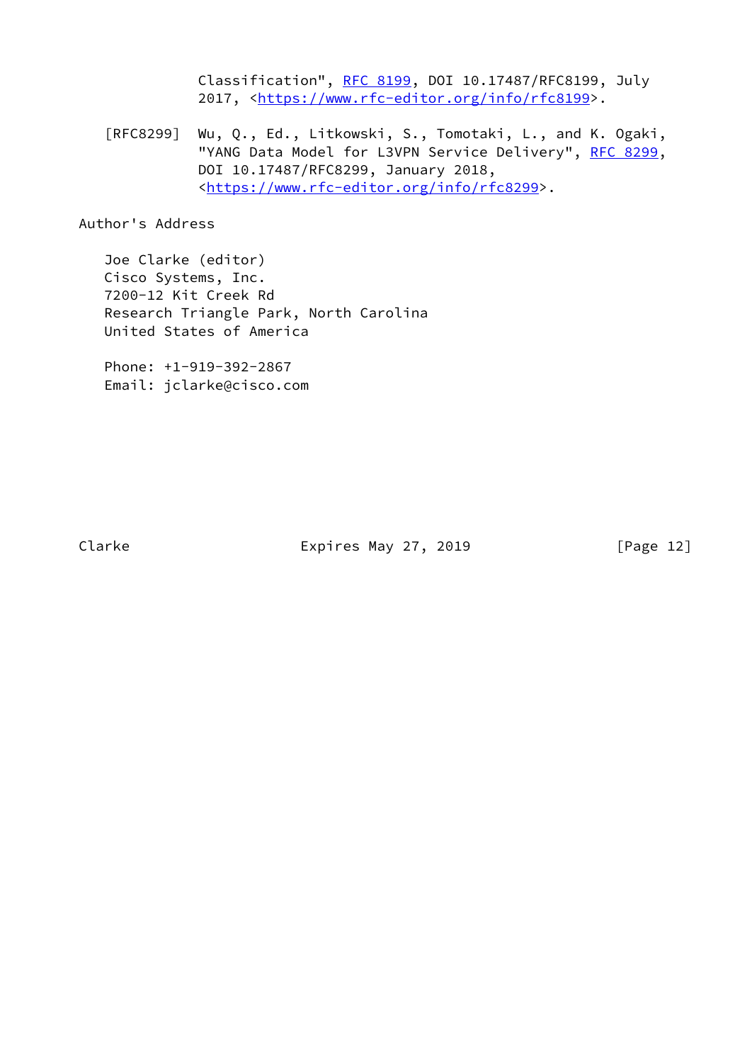Classification", RFC 8199, DOI 10.17487/RFC8199, July 2017, <https://www.rfc-editor.org/info/rfc8199>.

[RFC8299] Wu, Q., Ed., Litkowski, S., Tomotaki, L., and K. Ogaki, "YANG Data Model for L3VPN Service Delivery", RFC 8299, DOI 10.17487/RFC8299, January 2018, <https://www.rfc-editor.org/info/rfc8299>.

## Author's Address

Joe Clarke (editor)
Cisco Systems, Inc.
7200-12 Kit Creek Rd
Research Triangle Park, North Carolina
United States of America

Phone: +1-919-392-2867
Email: jclarke@cisco.com